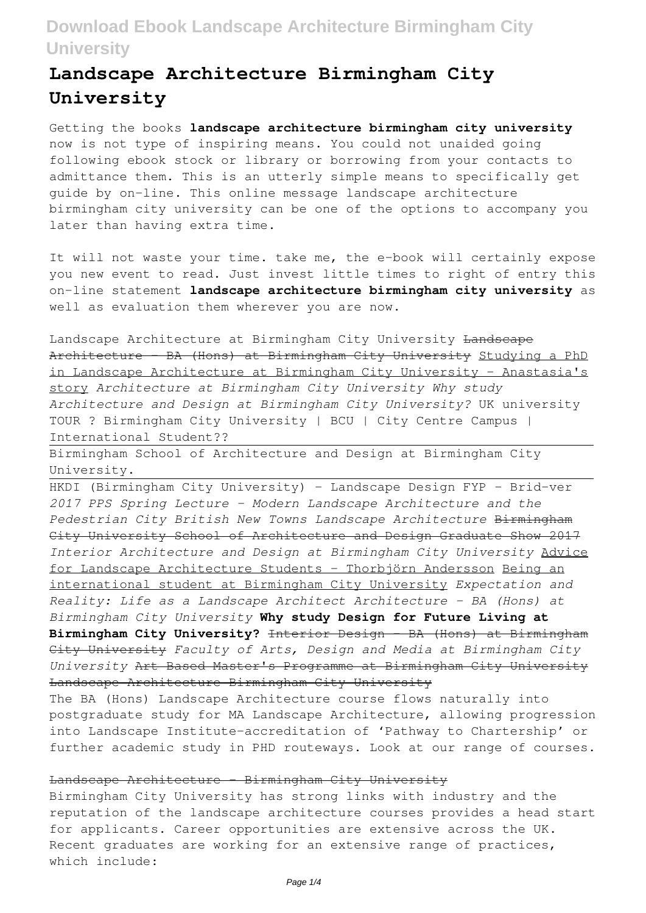# Landscape Architecture Birmingham City University

Getting the books **landscape architecture birmingham city university** now is not type of inspiring means. You could not unaided going following ebook stock or library or borrowing from your contacts to admittance them. This is an utterly simple means to specifically get guide by on-line. This online message landscape architecture birmingham city university can be one of the options to accompany you later than having extra time.

It will not waste your time. take me, the e-book will certainly expose you new event to read. Just invest little times to right of entry this on-line statement **landscape architecture birmingham city university** as well as evaluation them wherever you are now.

Landscape Architecture at Birmingham City University ~~Landscape Architecture - BA (Hons) at Birmingham City University~~ Studying a PhD in Landscape Architecture at Birmingham City University - Anastasia's story *Architecture at Birmingham City University Why study Architecture and Design at Birmingham City University?* UK university TOUR ? Birmingham City University | BCU | City Centre Campus | International Student??

Birmingham School of Architecture and Design at Birmingham City University.

HKDI (Birmingham City University) - Landscape Design FYP - Brid-ver *2017 PPS Spring Lecture - Modern Landscape Architecture and the Pedestrian City British New Towns Landscape Architecture* ~~Birmingham City University School of Architecture and Design Graduate Show 2017~~ *Interior Architecture and Design at Birmingham City University* Advice for Landscape Architecture Students - Thorbjörn Andersson Being an international student at Birmingham City University *Expectation and Reality: Life as a Landscape Architect Architecture - BA (Hons) at Birmingham City University* **Why study Design for Future Living at Birmingham City University?** ~~Interior Design - BA (Hons) at Birmingham City University~~ *Faculty of Arts, Design and Media at Birmingham City University* ~~Art Based Master's Programme at Birmingham City University~~ ~~Landscape Architecture Birmingham City University~~

The BA (Hons) Landscape Architecture course flows naturally into postgraduate study for MA Landscape Architecture, allowing progression into Landscape Institute-accreditation of 'Pathway to Chartership' or further academic study in PHD routeways. Look at our range of courses.

~~Landscape Architecture - Birmingham City University~~

Birmingham City University has strong links with industry and the reputation of the landscape architecture courses provides a head start for applicants. Career opportunities are extensive across the UK. Recent graduates are working for an extensive range of practices, which include: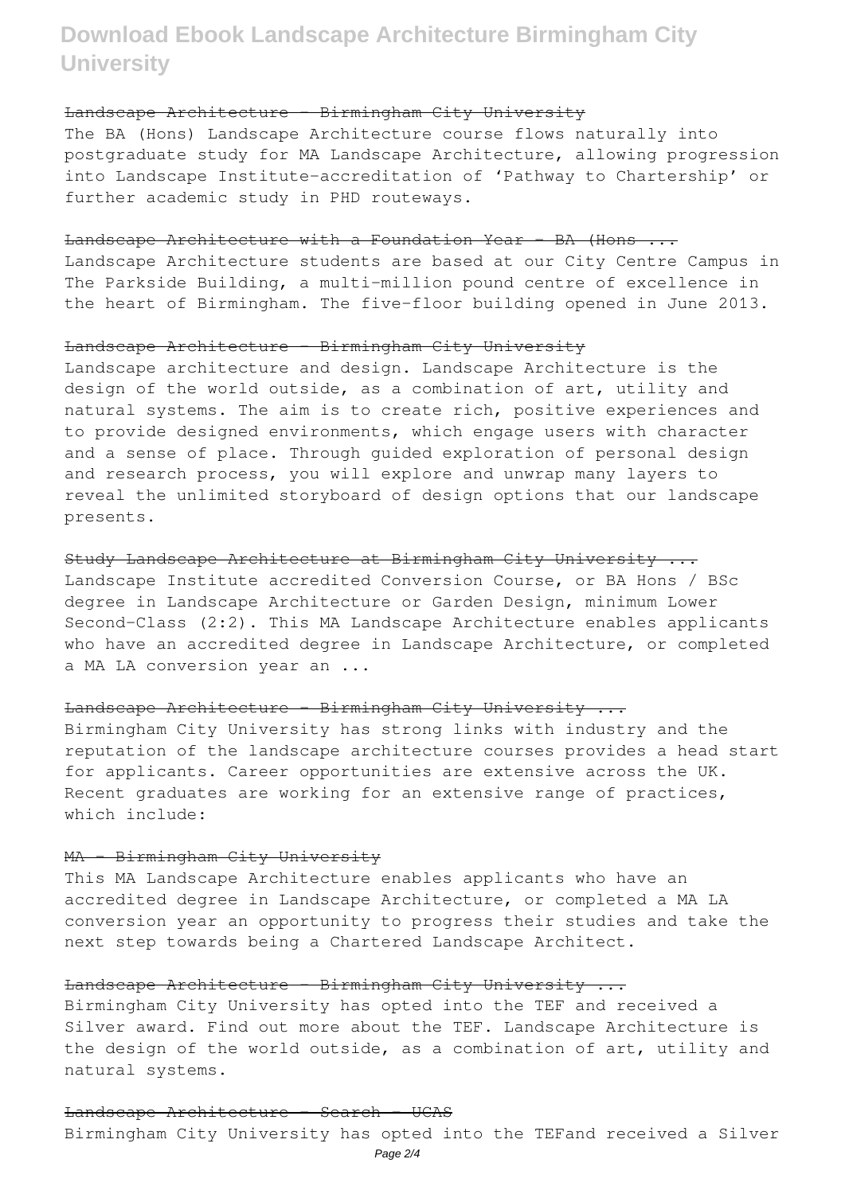### Landscape Architecture - Birmingham City University

The BA (Hons) Landscape Architecture course flows naturally into postgraduate study for MA Landscape Architecture, allowing progression into Landscape Institute-accreditation of 'Pathway to Chartership' or further academic study in PHD routeways.

### Landscape Architecture with a Foundation Year - BA (Hons ...

Landscape Architecture students are based at our City Centre Campus in The Parkside Building, a multi-million pound centre of excellence in the heart of Birmingham. The five-floor building opened in June 2013.

### Landscape Architecture - Birmingham City University

Landscape architecture and design. Landscape Architecture is the design of the world outside, as a combination of art, utility and natural systems. The aim is to create rich, positive experiences and to provide designed environments, which engage users with character and a sense of place. Through guided exploration of personal design and research process, you will explore and unwrap many layers to reveal the unlimited storyboard of design options that our landscape presents.

### Study Landscape Architecture at Birmingham City University ...

Landscape Institute accredited Conversion Course, or BA Hons / BSc degree in Landscape Architecture or Garden Design, minimum Lower Second-Class (2:2). This MA Landscape Architecture enables applicants who have an accredited degree in Landscape Architecture, or completed a MA LA conversion year an ...

### Landscape Architecture - Birmingham City University ...

Birmingham City University has strong links with industry and the reputation of the landscape architecture courses provides a head start for applicants. Career opportunities are extensive across the UK. Recent graduates are working for an extensive range of practices, which include:

### MA - Birmingham City University

This MA Landscape Architecture enables applicants who have an accredited degree in Landscape Architecture, or completed a MA LA conversion year an opportunity to progress their studies and take the next step towards being a Chartered Landscape Architect.

### Landscape Architecture - Birmingham City University ...

Birmingham City University has opted into the TEF and received a Silver award. Find out more about the TEF. Landscape Architecture is the design of the world outside, as a combination of art, utility and natural systems.

### Landscape Architecture - Search - UCAS

Birmingham City University has opted into the TEFand received a Silver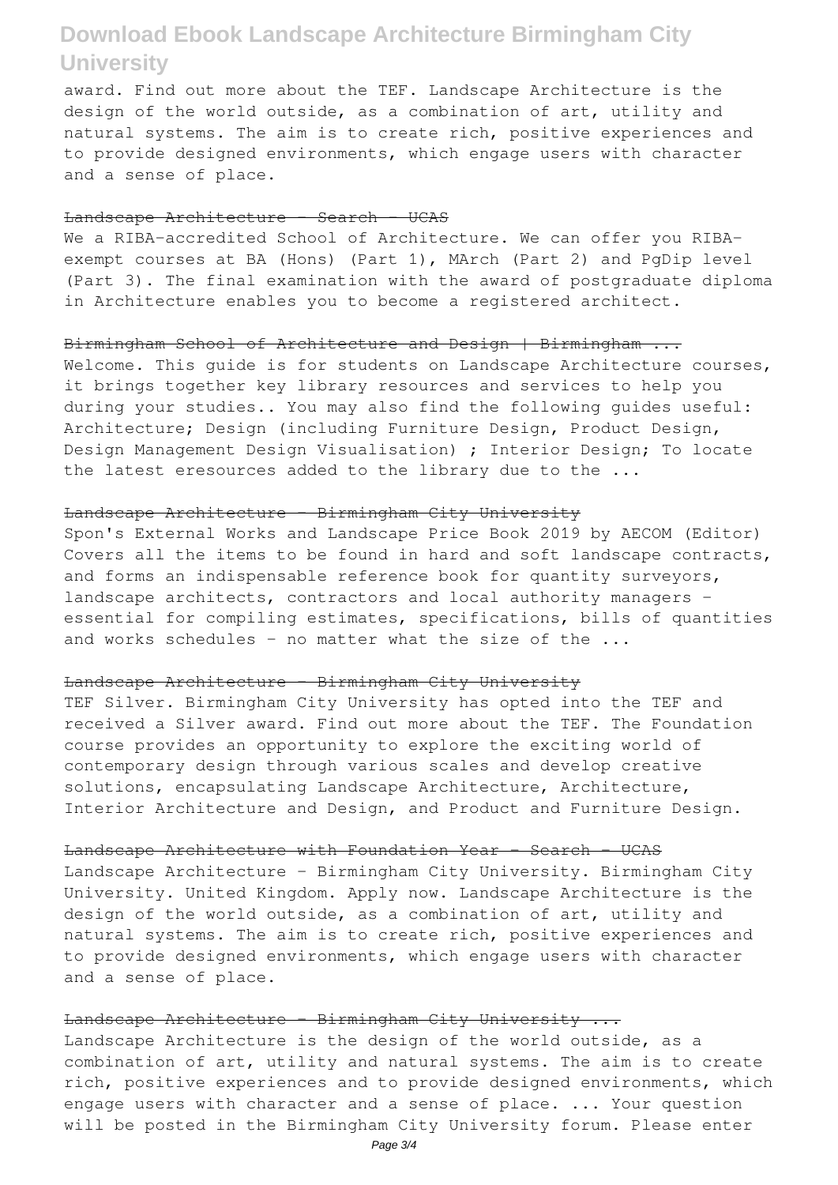award. Find out more about the TEF. Landscape Architecture is the design of the world outside, as a combination of art, utility and natural systems. The aim is to create rich, positive experiences and to provide designed environments, which engage users with character and a sense of place.

### Landscape Architecture - Search - UCAS

We a RIBA-accredited School of Architecture. We can offer you RIBA-exempt courses at BA (Hons) (Part 1), MArch (Part 2) and PgDip level (Part 3). The final examination with the award of postgraduate diploma in Architecture enables you to become a registered architect.

### Birmingham School of Architecture and Design | Birmingham ...

Welcome. This guide is for students on Landscape Architecture courses, it brings together key library resources and services to help you during your studies.. You may also find the following guides useful: Architecture; Design (including Furniture Design, Product Design, Design Management Design Visualisation) ; Interior Design; To locate the latest eresources added to the library due to the ...

### Landscape Architecture - Birmingham City University

Spon's External Works and Landscape Price Book 2019 by AECOM (Editor) Covers all the items to be found in hard and soft landscape contracts, and forms an indispensable reference book for quantity surveyors, landscape architects, contractors and local authority managers - essential for compiling estimates, specifications, bills of quantities and works schedules - no matter what the size of the ...

### Landscape Architecture - Birmingham City University

TEF Silver. Birmingham City University has opted into the TEF and received a Silver award. Find out more about the TEF. The Foundation course provides an opportunity to explore the exciting world of contemporary design through various scales and develop creative solutions, encapsulating Landscape Architecture, Architecture, Interior Architecture and Design, and Product and Furniture Design.

### Landscape Architecture with Foundation Year - Search - UCAS

Landscape Architecture - Birmingham City University. Birmingham City University. United Kingdom. Apply now. Landscape Architecture is the design of the world outside, as a combination of art, utility and natural systems. The aim is to create rich, positive experiences and to provide designed environments, which engage users with character and a sense of place.

### Landscape Architecture - Birmingham City University ...

Landscape Architecture is the design of the world outside, as a combination of art, utility and natural systems. The aim is to create rich, positive experiences and to provide designed environments, which engage users with character and a sense of place. ... Your question will be posted in the Birmingham City University forum. Please enter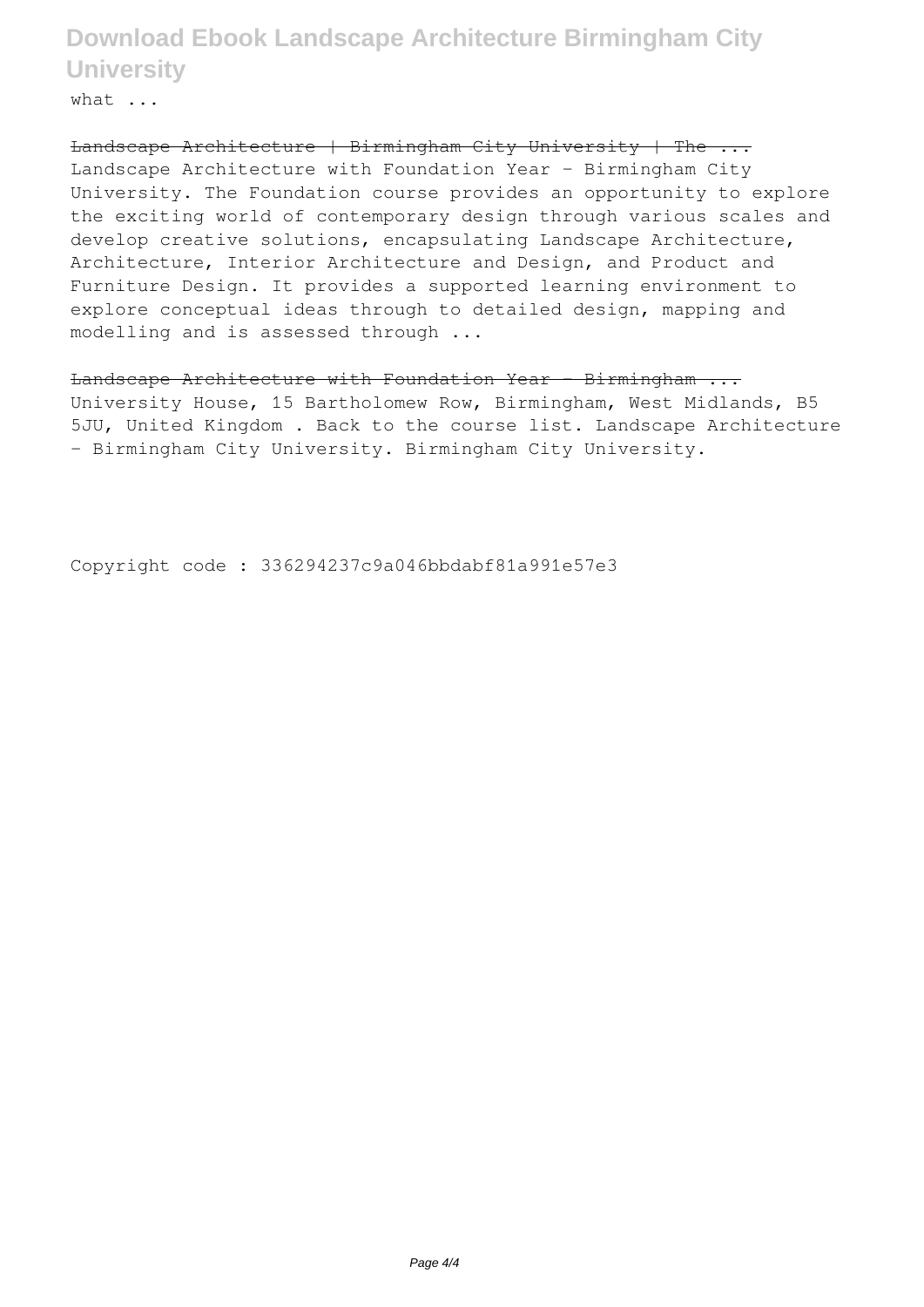what ...

~~Landscape Architecture | Birmingham City University | The ...~~
Landscape Architecture with Foundation Year - Birmingham City University. The Foundation course provides an opportunity to explore the exciting world of contemporary design through various scales and develop creative solutions, encapsulating Landscape Architecture, Architecture, Interior Architecture and Design, and Product and Furniture Design. It provides a supported learning environment to explore conceptual ideas through to detailed design, mapping and modelling and is assessed through ...

~~Landscape Architecture with Foundation Year - Birmingham ...~~
University House, 15 Bartholomew Row, Birmingham, West Midlands, B5 5JU, United Kingdom . Back to the course list. Landscape Architecture - Birmingham City University. Birmingham City University.

Copyright code : 336294237c9a046bbdabf81a991e57e3